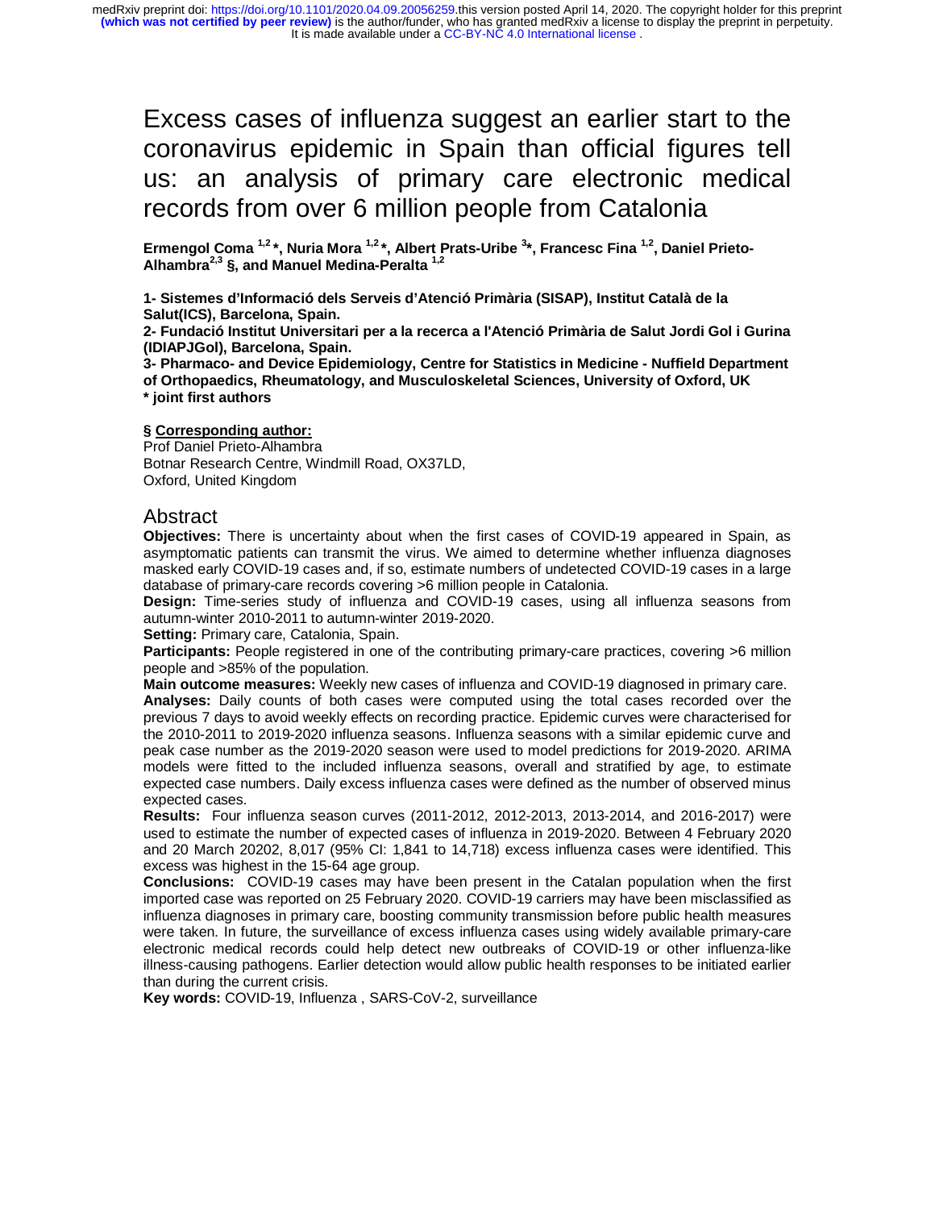# Excess cases of influenza suggest an earlier start to the coronavirus epidemic in Spain than official figures tell us: an analysis of primary care electronic medical records from over 6 million people from Catalonia

**Ermengol Coma [1,2] *, Nuria Mora [1,2] *, Albert Prats-Uribe [3]*, Francesc Fina [1,2], Daniel Prieto-Alhambra[2,3] §, and Manuel Medina-Peralta [1,2]**

**1- Sistemes d'Informació dels Serveis d'Atenció Primària (SISAP), Institut Català de la Salut(ICS), Barcelona, Spain.**
**2- Fundació Institut Universitari per a la recerca a l'Atenció Primària de Salut Jordi Gol i Gurina (IDIAPJGol), Barcelona, Spain.**
**3- Pharmaco- and Device Epidemiology, Centre for Statistics in Medicine - Nuffield Department of Orthopaedics, Rheumatology, and Musculoskeletal Sciences, University of Oxford, UK**
**\* joint first authors**

**§ Corresponding author:**
Prof Daniel Prieto-Alhambra
Botnar Research Centre, Windmill Road, OX37LD,
Oxford, United Kingdom

## Abstract

**Objectives:** There is uncertainty about when the first cases of COVID-19 appeared in Spain, as asymptomatic patients can transmit the virus. We aimed to determine whether influenza diagnoses masked early COVID-19 cases and, if so, estimate numbers of undetected COVID-19 cases in a large database of primary-care records covering >6 million people in Catalonia.

**Design:** Time-series study of influenza and COVID-19 cases, using all influenza seasons from autumn-winter 2010-2011 to autumn-winter 2019-2020.

**Setting:** Primary care, Catalonia, Spain.

**Participants:** People registered in one of the contributing primary-care practices, covering >6 million people and >85% of the population.

**Main outcome measures:** Weekly new cases of influenza and COVID-19 diagnosed in primary care.

**Analyses:** Daily counts of both cases were computed using the total cases recorded over the previous 7 days to avoid weekly effects on recording practice. Epidemic curves were characterised for the 2010-2011 to 2019-2020 influenza seasons. Influenza seasons with a similar epidemic curve and peak case number as the 2019-2020 season were used to model predictions for 2019-2020. ARIMA models were fitted to the included influenza seasons, overall and stratified by age, to estimate expected case numbers. Daily excess influenza cases were defined as the number of observed minus expected cases.

**Results:** Four influenza season curves (2011-2012, 2012-2013, 2013-2014, and 2016-2017) were used to estimate the number of expected cases of influenza in 2019-2020. Between 4 February 2020 and 20 March 20202, 8,017 (95% CI: 1,841 to 14,718) excess influenza cases were identified. This excess was highest in the 15-64 age group.

**Conclusions:** COVID-19 cases may have been present in the Catalan population when the first imported case was reported on 25 February 2020. COVID-19 carriers may have been misclassified as influenza diagnoses in primary care, boosting community transmission before public health measures were taken. In future, the surveillance of excess influenza cases using widely available primary-care electronic medical records could help detect new outbreaks of COVID-19 or other influenza-like illness-causing pathogens. Earlier detection would allow public health responses to be initiated earlier than during the current crisis.

**Key words:** COVID-19, Influenza , SARS-CoV-2, surveillance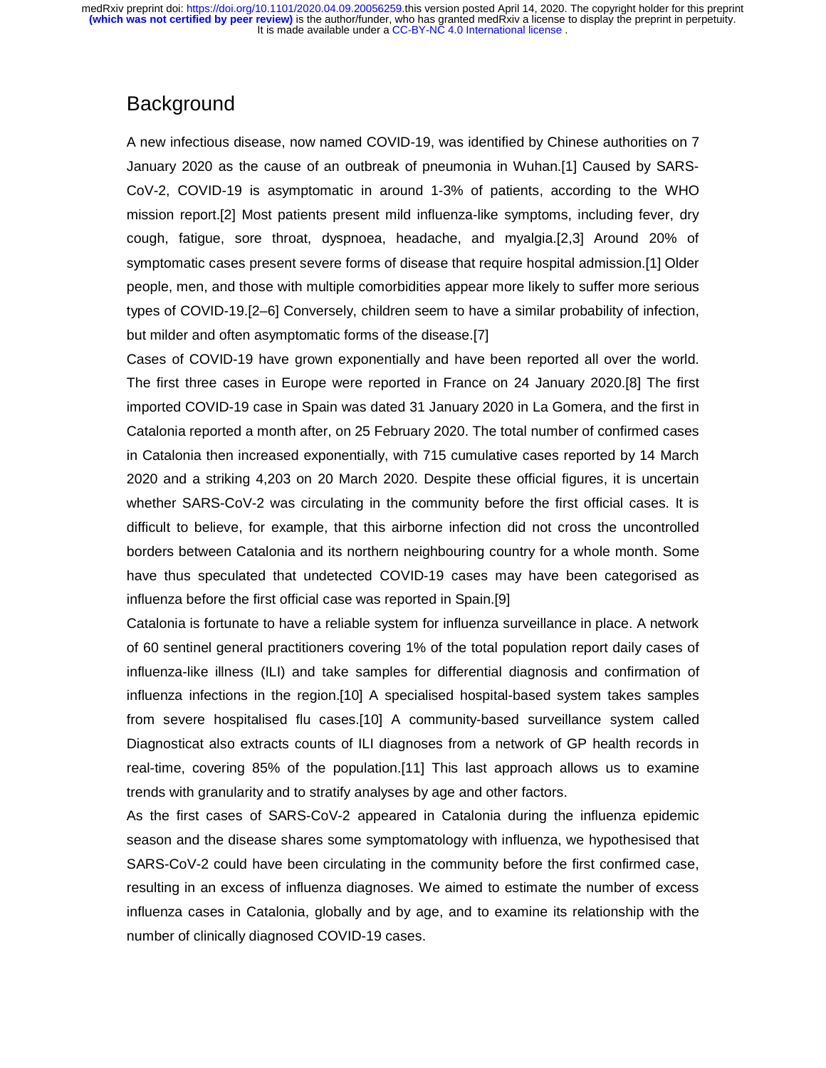## Background

A new infectious disease, now named COVID-19, was identified by Chinese authorities on 7 January 2020 as the cause of an outbreak of pneumonia in Wuhan.[1] Caused by SARS-CoV-2, COVID-19 is asymptomatic in around 1-3% of patients, according to the WHO mission report.[2] Most patients present mild influenza-like symptoms, including fever, dry cough, fatigue, sore throat, dyspnoea, headache, and myalgia.[2,3] Around 20% of symptomatic cases present severe forms of disease that require hospital admission.[1] Older people, men, and those with multiple comorbidities appear more likely to suffer more serious types of COVID-19.[2–6] Conversely, children seem to have a similar probability of infection, but milder and often asymptomatic forms of the disease.[7]

Cases of COVID-19 have grown exponentially and have been reported all over the world. The first three cases in Europe were reported in France on 24 January 2020.[8] The first imported COVID-19 case in Spain was dated 31 January 2020 in La Gomera, and the first in Catalonia reported a month after, on 25 February 2020. The total number of confirmed cases in Catalonia then increased exponentially, with 715 cumulative cases reported by 14 March 2020 and a striking 4,203 on 20 March 2020. Despite these official figures, it is uncertain whether SARS-CoV-2 was circulating in the community before the first official cases. It is difficult to believe, for example, that this airborne infection did not cross the uncontrolled borders between Catalonia and its northern neighbouring country for a whole month. Some have thus speculated that undetected COVID-19 cases may have been categorised as influenza before the first official case was reported in Spain.[9]

Catalonia is fortunate to have a reliable system for influenza surveillance in place. A network of 60 sentinel general practitioners covering 1% of the total population report daily cases of influenza-like illness (ILI) and take samples for differential diagnosis and confirmation of influenza infections in the region.[10] A specialised hospital-based system takes samples from severe hospitalised flu cases.[10] A community-based surveillance system called Diagnosticat also extracts counts of ILI diagnoses from a network of GP health records in real-time, covering 85% of the population.[11] This last approach allows us to examine trends with granularity and to stratify analyses by age and other factors.

As the first cases of SARS-CoV-2 appeared in Catalonia during the influenza epidemic season and the disease shares some symptomatology with influenza, we hypothesised that SARS-CoV-2 could have been circulating in the community before the first confirmed case, resulting in an excess of influenza diagnoses. We aimed to estimate the number of excess influenza cases in Catalonia, globally and by age, and to examine its relationship with the number of clinically diagnosed COVID-19 cases.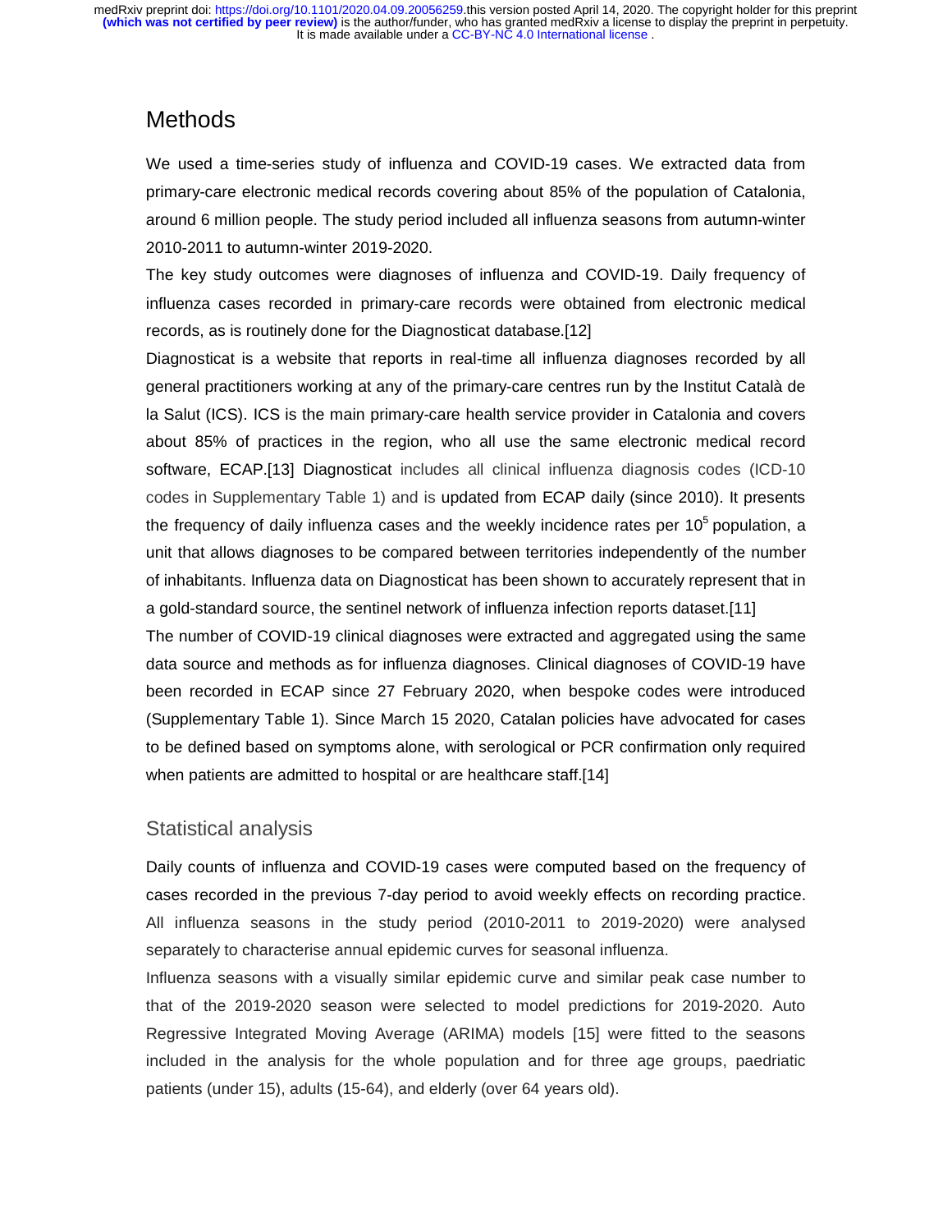# Methods

We used a time-series study of influenza and COVID-19 cases. We extracted data from primary-care electronic medical records covering about 85% of the population of Catalonia, around 6 million people. The study period included all influenza seasons from autumn-winter 2010-2011 to autumn-winter 2019-2020.

The key study outcomes were diagnoses of influenza and COVID-19. Daily frequency of influenza cases recorded in primary-care records were obtained from electronic medical records, as is routinely done for the Diagnosticat database.[12]

Diagnosticat is a website that reports in real-time all influenza diagnoses recorded by all general practitioners working at any of the primary-care centres run by the Institut Català de la Salut (ICS). ICS is the main primary-care health service provider in Catalonia and covers about 85% of practices in the region, who all use the same electronic medical record software, ECAP.[13] Diagnosticat includes all clinical influenza diagnosis codes (ICD-10 codes in Supplementary Table 1) and is updated from ECAP daily (since 2010). It presents the frequency of daily influenza cases and the weekly incidence rates per $10^5$ population, a unit that allows diagnoses to be compared between territories independently of the number of inhabitants. Influenza data on Diagnosticat has been shown to accurately represent that in a gold-standard source, the sentinel network of influenza infection reports dataset.[11]

The number of COVID-19 clinical diagnoses were extracted and aggregated using the same data source and methods as for influenza diagnoses. Clinical diagnoses of COVID-19 have been recorded in ECAP since 27 February 2020, when bespoke codes were introduced (Supplementary Table 1). Since March 15 2020, Catalan policies have advocated for cases to be defined based on symptoms alone, with serological or PCR confirmation only required when patients are admitted to hospital or are healthcare staff.[14]

## Statistical analysis

Daily counts of influenza and COVID-19 cases were computed based on the frequency of cases recorded in the previous 7-day period to avoid weekly effects on recording practice. All influenza seasons in the study period (2010-2011 to 2019-2020) were analysed separately to characterise annual epidemic curves for seasonal influenza.

Influenza seasons with a visually similar epidemic curve and similar peak case number to that of the 2019-2020 season were selected to model predictions for 2019-2020. Auto Regressive Integrated Moving Average (ARIMA) models [15] were fitted to the seasons included in the analysis for the whole population and for three age groups, paedriatic patients (under 15), adults (15-64), and elderly (over 64 years old).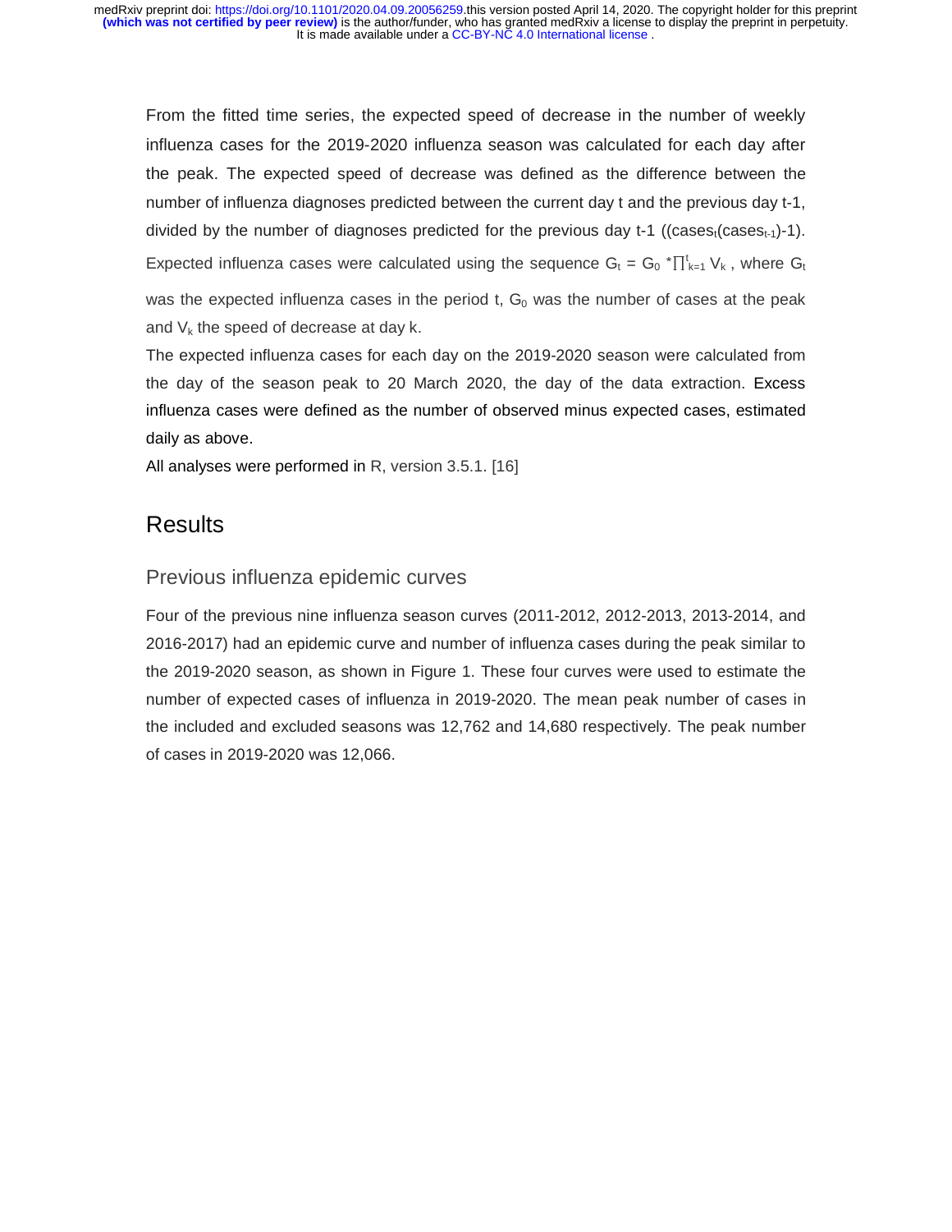From the fitted time series, the expected speed of decrease in the number of weekly influenza cases for the 2019-2020 influenza season was calculated for each day after the peak. The expected speed of decrease was defined as the difference between the number of influenza diagnoses predicted between the current day t and the previous day t-1, divided by the number of diagnoses predicted for the previous day t-1 (($cases_t$($cases_{t-1}$)-1). Expected influenza cases were calculated using the sequence $G_t = G_0 * \prod_{k=1}^{t} V_k$ , where $G_t$ was the expected influenza cases in the period t, $G_0$ was the number of cases at the peak and $V_k$ the speed of decrease at day k.

The expected influenza cases for each day on the 2019-2020 season were calculated from the day of the season peak to 20 March 2020, the day of the data extraction. Excess influenza cases were defined as the number of observed minus expected cases, estimated daily as above.

All analyses were performed in R, version 3.5.1. [16]

## Results

### Previous influenza epidemic curves

Four of the previous nine influenza season curves (2011-2012, 2012-2013, 2013-2014, and 2016-2017) had an epidemic curve and number of influenza cases during the peak similar to the 2019-2020 season, as shown in Figure 1. These four curves were used to estimate the number of expected cases of influenza in 2019-2020. The mean peak number of cases in the included and excluded seasons was 12,762 and 14,680 respectively. The peak number of cases in 2019-2020 was 12,066.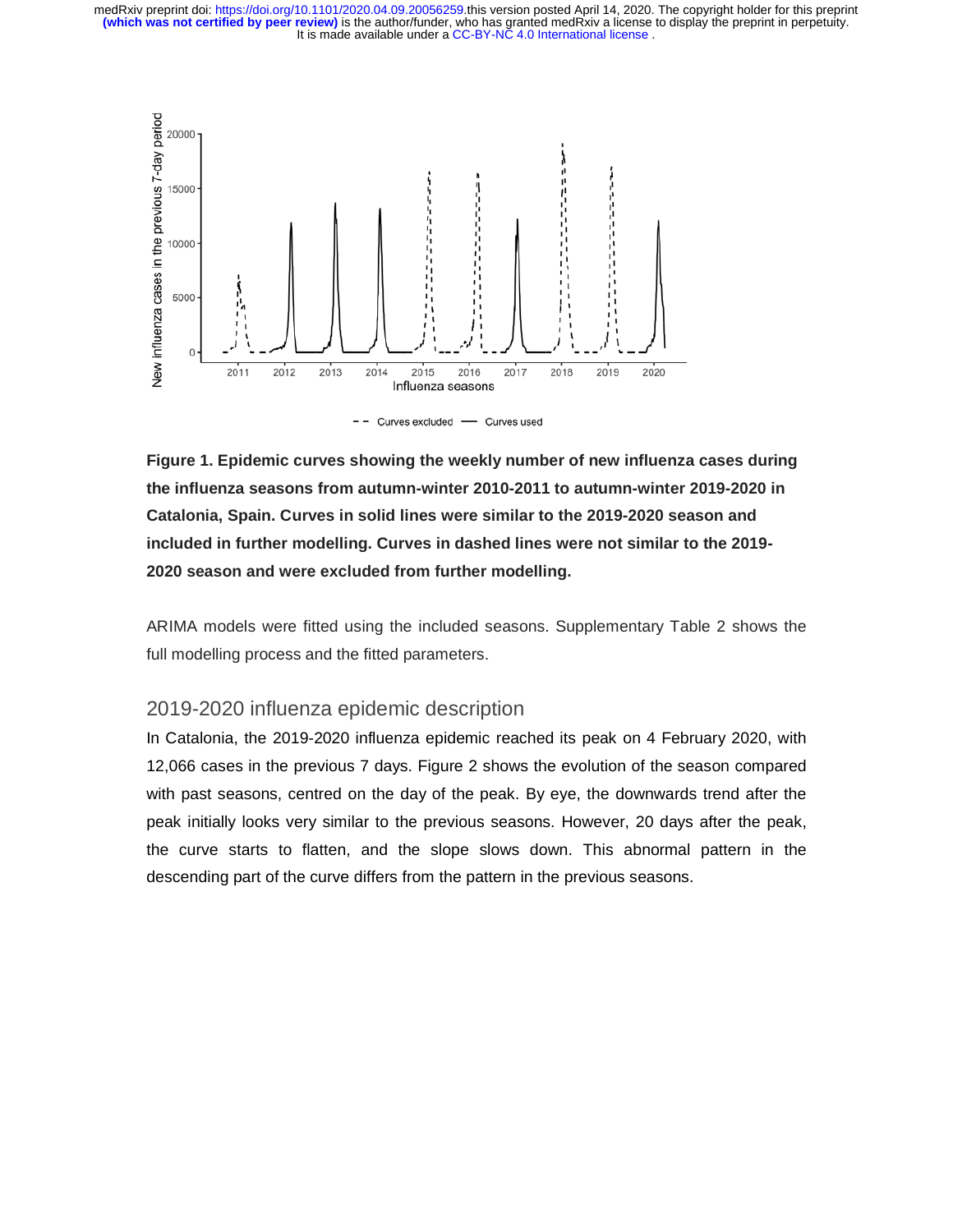New influenza cases in the previous 7-day period

20000
15000
10000
5000
0

2011 2012 2013 2014 2015 2016 2017 2018 2019 2020

Influenza seasons

Curves excluded — Curves used

**Figure 1. Epidemic curves showing the weekly number of new influenza cases during the influenza seasons from autumn-winter 2010-2011 to autumn-winter 2019-2020 in Catalonia, Spain. Curves in solid lines were similar to the 2019-2020 season and included in further modelling. Curves in dashed lines were not similar to the 2019-2020 season and were excluded from further modelling.**

ARIMA models were fitted using the included seasons. Supplementary Table 2 shows the full modelling process and the fitted parameters.

## 2019-2020 influenza epidemic description

In Catalonia, the 2019-2020 influenza epidemic reached its peak on 4 February 2020, with 12,066 cases in the previous 7 days. Figure 2 shows the evolution of the season compared with past seasons, centred on the day of the peak. By eye, the downwards trend after the peak initially looks very similar to the previous seasons. However, 20 days after the peak, the curve starts to flatten, and the slope slows down. This abnormal pattern in the descending part of the curve differs from the pattern in the previous seasons.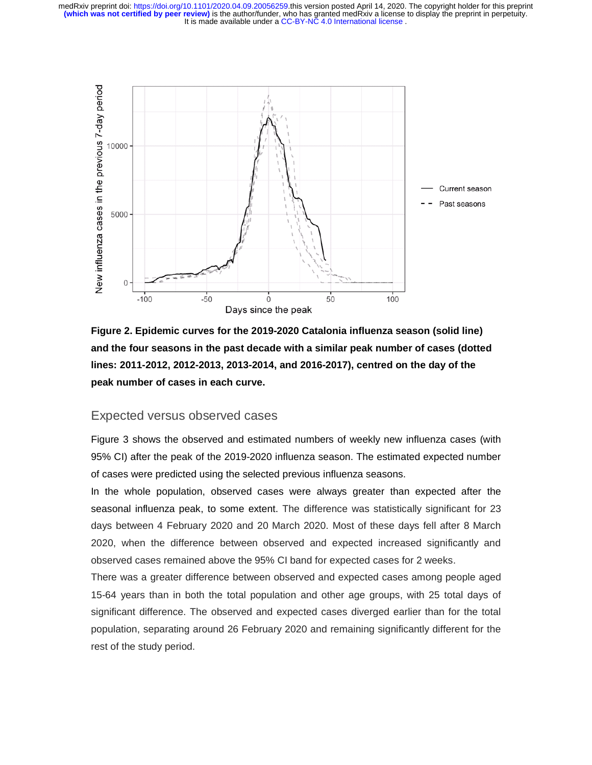New influenza cases in the previous 7-day period

10000

5000

0

-100

-50

0

50

100

Days since the peak

Current season

Past seasons

**Figure 2. Epidemic curves for the 2019-2020 Catalonia influenza season (solid line) and the four seasons in the past decade with a similar peak number of cases (dotted lines: 2011-2012, 2012-2013, 2013-2014, and 2016-2017), centred on the day of the peak number of cases in each curve.**

## Expected versus observed cases

Figure 3 shows the observed and estimated numbers of weekly new influenza cases (with 95% CI) after the peak of the 2019-2020 influenza season. The estimated expected number of cases were predicted using the selected previous influenza seasons.

In the whole population, observed cases were always greater than expected after the seasonal influenza peak, to some extent. The difference was statistically significant for 23 days between 4 February 2020 and 20 March 2020. Most of these days fell after 8 March 2020, when the difference between observed and expected increased significantly and observed cases remained above the 95% CI band for expected cases for 2 weeks.

There was a greater difference between observed and expected cases among people aged 15-64 years than in both the total population and other age groups, with 25 total days of significant difference. The observed and expected cases diverged earlier than for the total population, separating around 26 February 2020 and remaining significantly different for the rest of the study period.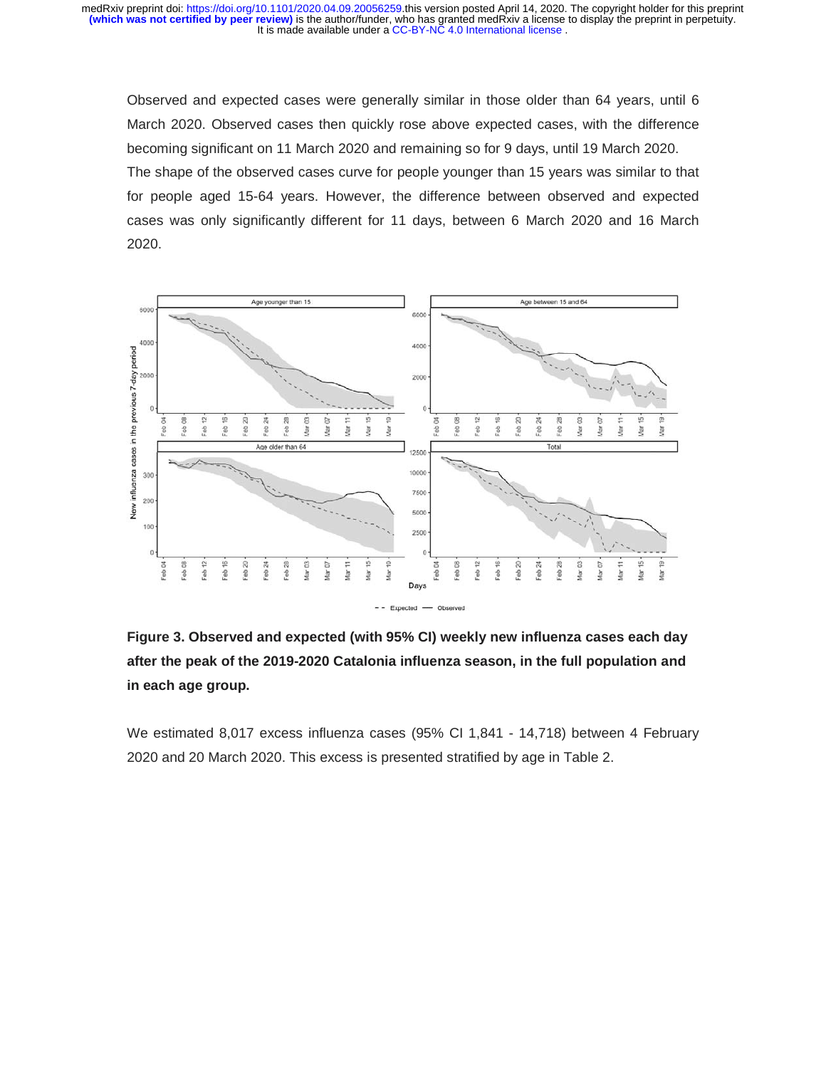Observed and expected cases were generally similar in those older than 64 years, until 6 March 2020. Observed cases then quickly rose above expected cases, with the difference becoming significant on 11 March 2020 and remaining so for 9 days, until 19 March 2020.

The shape of the observed cases curve for people younger than 15 years was similar to that for people aged 15-64 years. However, the difference between observed and expected cases was only significantly different for 11 days, between 6 March 2020 and 16 March 2020.

Age younger than 15
Age between 15 and 64
Age older than 64
Total
New influenza cases in the previous 7-day period
Days
Expected
Observed

**Figure 3. Observed and expected (with 95% CI) weekly new influenza cases each day after the peak of the 2019-2020 Catalonia influenza season, in the full population and in each age group.**

We estimated 8,017 excess influenza cases (95% CI 1,841 - 14,718) between 4 February 2020 and 20 March 2020. This excess is presented stratified by age in Table 2.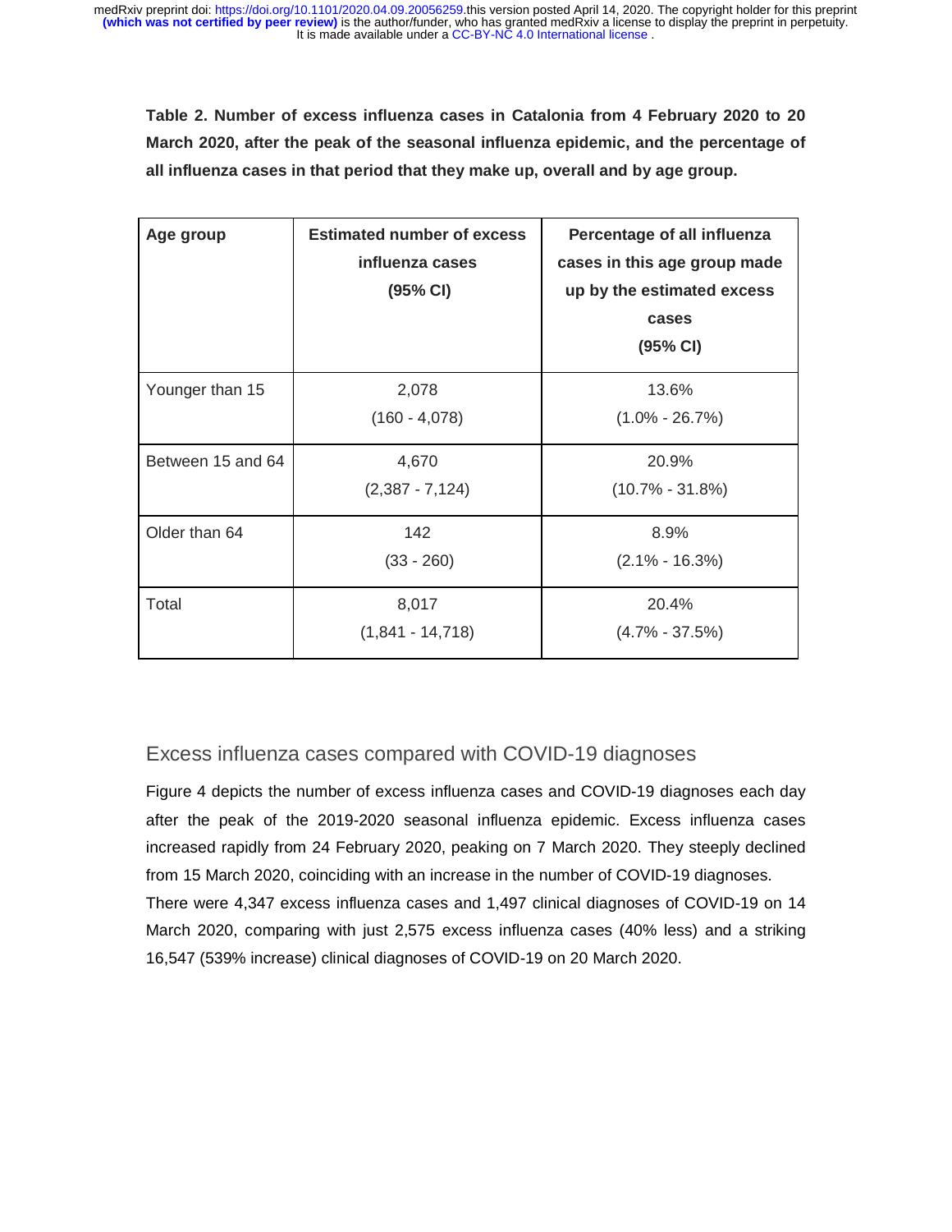**Table 2. Number of excess influenza cases in Catalonia from 4 February 2020 to 20 March 2020, after the peak of the seasonal influenza epidemic, and the percentage of all influenza cases in that period that they make up, overall and by age group.**

| Age group | Estimated number of excess influenza cases (95% CI) | Percentage of all influenza cases in this age group made up by the estimated excess cases (95% CI) |
|---|---|---|
| Younger than 15 | 2,078 (160 - 4,078) | 13.6% (1.0% - 26.7%) |
| Between 15 and 64 | 4,670 (2,387 - 7,124) | 20.9% (10.7% - 31.8%) |
| Older than 64 | 142 (33 - 260) | 8.9% (2.1% - 16.3%) |
| Total | 8,017 (1,841 - 14,718) | 20.4% (4.7% - 37.5%) |

## Excess influenza cases compared with COVID-19 diagnoses

Figure 4 depicts the number of excess influenza cases and COVID-19 diagnoses each day after the peak of the 2019-2020 seasonal influenza epidemic. Excess influenza cases increased rapidly from 24 February 2020, peaking on 7 March 2020. They steeply declined from 15 March 2020, coinciding with an increase in the number of COVID-19 diagnoses. There were 4,347 excess influenza cases and 1,497 clinical diagnoses of COVID-19 on 14 March 2020, comparing with just 2,575 excess influenza cases (40% less) and a striking 16,547 (539% increase) clinical diagnoses of COVID-19 on 20 March 2020.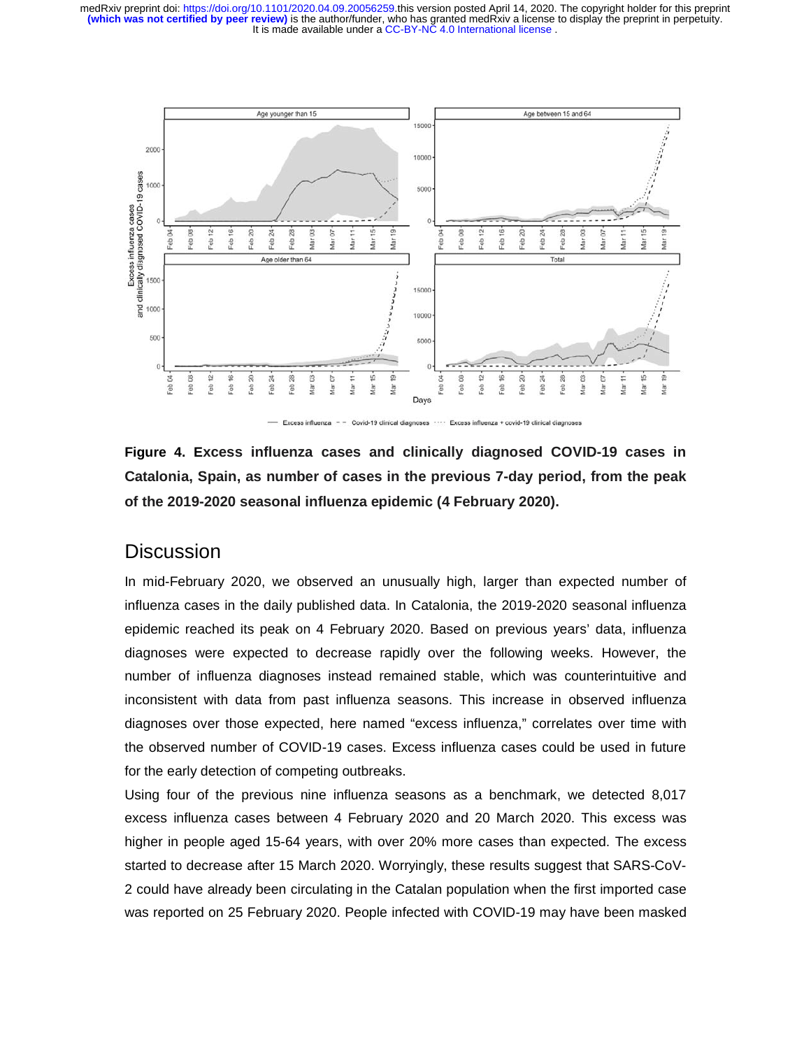Age younger than 15

Age between 15 and 64

Age older than 64

Total

Excess influenza cases and clinically diagnosed COVID-19 cases

2000
1000
0

15000
10000
5000
0

1500
1000
500
0

15000
10000
5000
0

Feb 04 Feb 08 Feb 12 Feb 16 Feb 20 Feb 24 Feb 28 Mar 03 Mar 07 Mar 11 Mar 15 Mar 19

Days

Excess influenza  Covid-19 clinical diagnoses  Excess influenza + covid-19 clinical diagnoses

**Figure 4. Excess influenza cases and clinically diagnosed COVID-19 cases in Catalonia, Spain, as number of cases in the previous 7-day period, from the peak of the 2019-2020 seasonal influenza epidemic (4 February 2020).**

# Discussion

In mid-February 2020, we observed an unusually high, larger than expected number of influenza cases in the daily published data. In Catalonia, the 2019-2020 seasonal influenza epidemic reached its peak on 4 February 2020. Based on previous years' data, influenza diagnoses were expected to decrease rapidly over the following weeks. However, the number of influenza diagnoses instead remained stable, which was counterintuitive and inconsistent with data from past influenza seasons. This increase in observed influenza diagnoses over those expected, here named "excess influenza," correlates over time with the observed number of COVID-19 cases. Excess influenza cases could be used in future for the early detection of competing outbreaks.

Using four of the previous nine influenza seasons as a benchmark, we detected 8,017 excess influenza cases between 4 February 2020 and 20 March 2020. This excess was higher in people aged 15-64 years, with over 20% more cases than expected. The excess started to decrease after 15 March 2020. Worryingly, these results suggest that SARS-CoV-2 could have already been circulating in the Catalan population when the first imported case was reported on 25 February 2020. People infected with COVID-19 may have been masked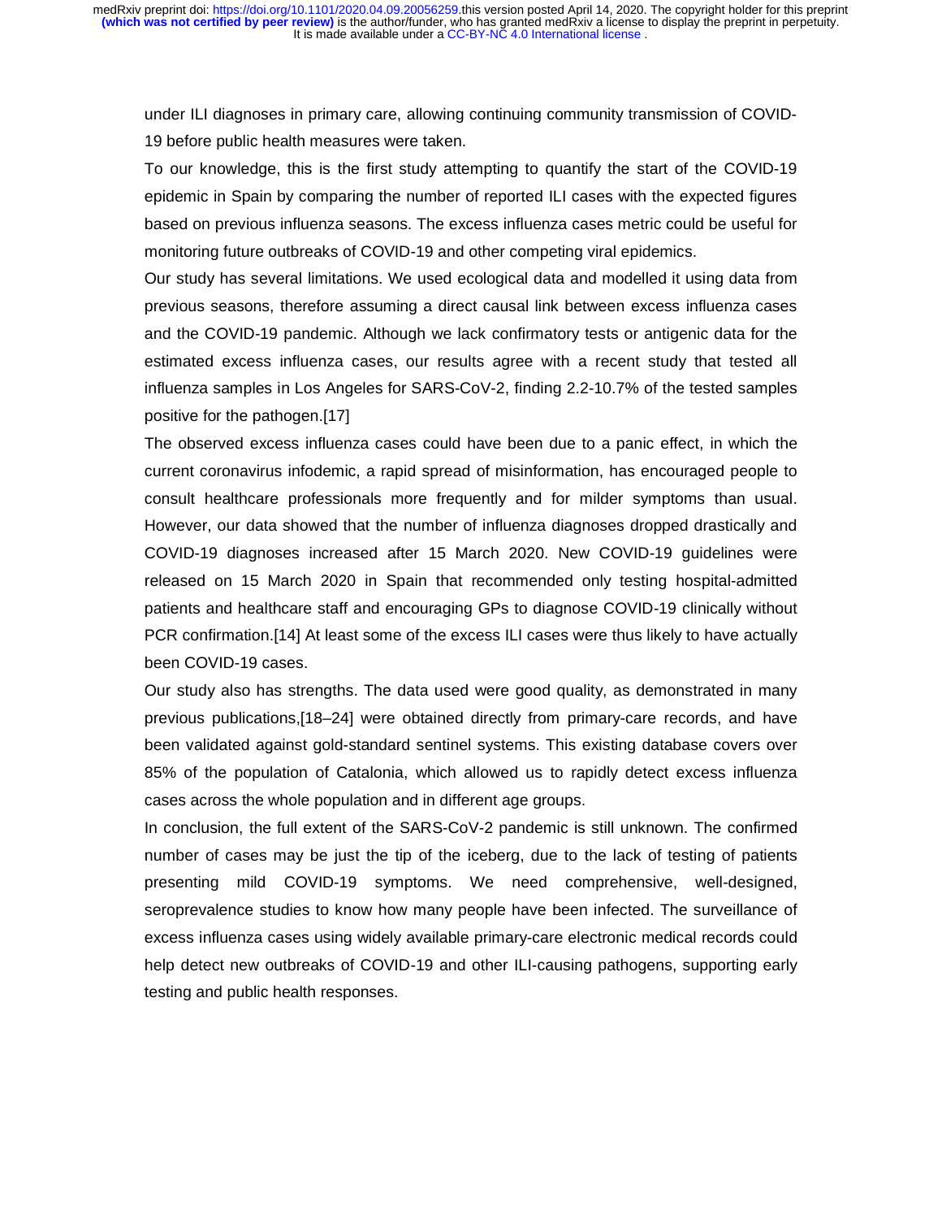under ILI diagnoses in primary care, allowing continuing community transmission of COVID-19 before public health measures were taken.

To our knowledge, this is the first study attempting to quantify the start of the COVID-19 epidemic in Spain by comparing the number of reported ILI cases with the expected figures based on previous influenza seasons. The excess influenza cases metric could be useful for monitoring future outbreaks of COVID-19 and other competing viral epidemics.

Our study has several limitations. We used ecological data and modelled it using data from previous seasons, therefore assuming a direct causal link between excess influenza cases and the COVID-19 pandemic. Although we lack confirmatory tests or antigenic data for the estimated excess influenza cases, our results agree with a recent study that tested all influenza samples in Los Angeles for SARS-CoV-2, finding 2.2-10.7% of the tested samples positive for the pathogen.[17]

The observed excess influenza cases could have been due to a panic effect, in which the current coronavirus infodemic, a rapid spread of misinformation, has encouraged people to consult healthcare professionals more frequently and for milder symptoms than usual. However, our data showed that the number of influenza diagnoses dropped drastically and COVID-19 diagnoses increased after 15 March 2020. New COVID-19 guidelines were released on 15 March 2020 in Spain that recommended only testing hospital-admitted patients and healthcare staff and encouraging GPs to diagnose COVID-19 clinically without PCR confirmation.[14] At least some of the excess ILI cases were thus likely to have actually been COVID-19 cases.

Our study also has strengths. The data used were good quality, as demonstrated in many previous publications,[18–24] were obtained directly from primary-care records, and have been validated against gold-standard sentinel systems. This existing database covers over 85% of the population of Catalonia, which allowed us to rapidly detect excess influenza cases across the whole population and in different age groups.

In conclusion, the full extent of the SARS-CoV-2 pandemic is still unknown. The confirmed number of cases may be just the tip of the iceberg, due to the lack of testing of patients presenting mild COVID-19 symptoms. We need comprehensive, well-designed, seroprevalence studies to know how many people have been infected. The surveillance of excess influenza cases using widely available primary-care electronic medical records could help detect new outbreaks of COVID-19 and other ILI-causing pathogens, supporting early testing and public health responses.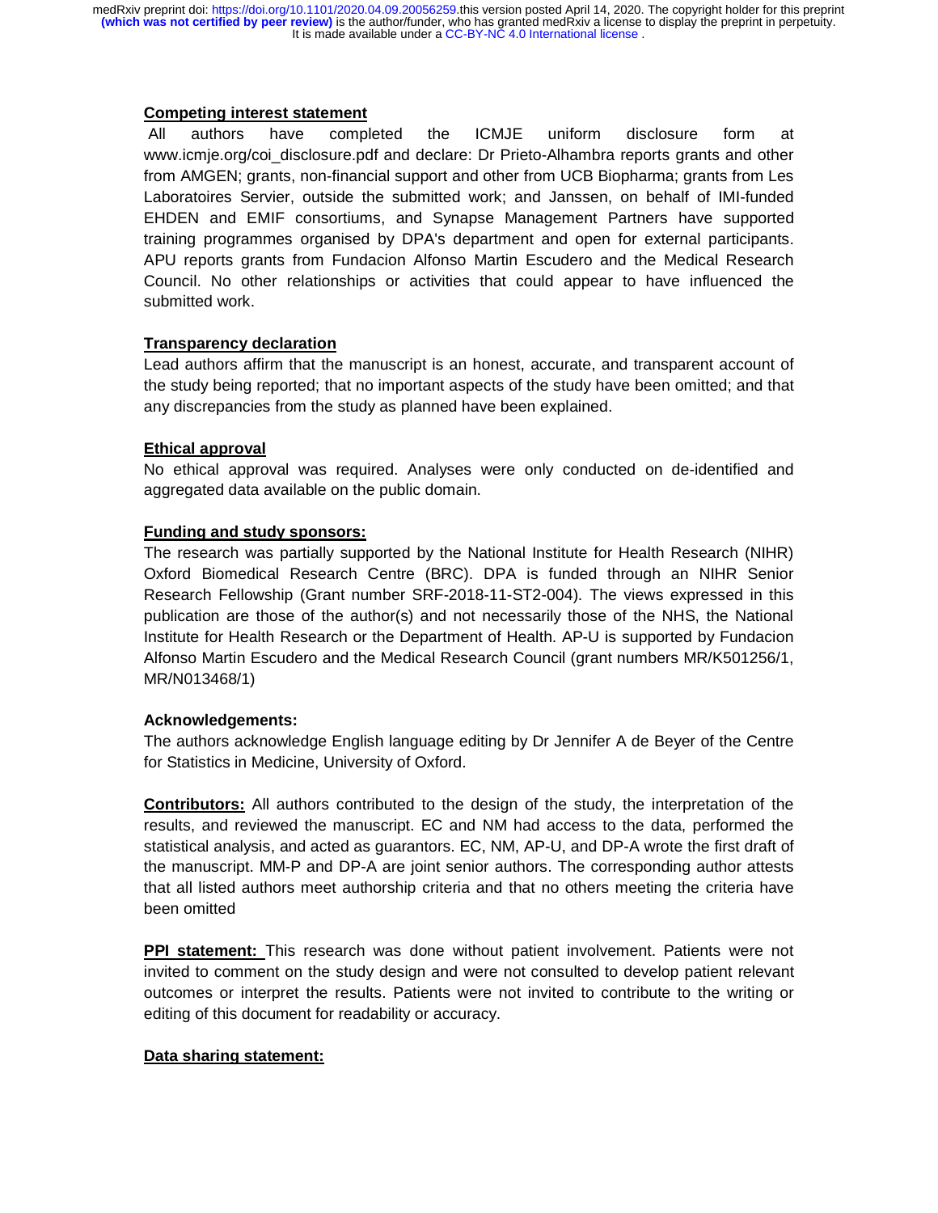**Competing interest statement**

All authors have completed the ICMJE uniform disclosure form at www.icmje.org/coi_disclosure.pdf and declare: Dr Prieto-Alhambra reports grants and other from AMGEN; grants, non-financial support and other from UCB Biopharma; grants from Les Laboratoires Servier, outside the submitted work; and Janssen, on behalf of IMI-funded EHDEN and EMIF consortiums, and Synapse Management Partners have supported training programmes organised by DPA's department and open for external participants. APU reports grants from Fundacion Alfonso Martin Escudero and the Medical Research Council. No other relationships or activities that could appear to have influenced the submitted work.

**Transparency declaration**

Lead authors affirm that the manuscript is an honest, accurate, and transparent account of the study being reported; that no important aspects of the study have been omitted; and that any discrepancies from the study as planned have been explained.

**Ethical approval**

No ethical approval was required. Analyses were only conducted on de-identified and aggregated data available on the public domain.

**Funding and study sponsors:**

The research was partially supported by the National Institute for Health Research (NIHR) Oxford Biomedical Research Centre (BRC). DPA is funded through an NIHR Senior Research Fellowship (Grant number SRF-2018-11-ST2-004). The views expressed in this publication are those of the author(s) and not necessarily those of the NHS, the National Institute for Health Research or the Department of Health. AP-U is supported by Fundacion Alfonso Martin Escudero and the Medical Research Council (grant numbers MR/K501256/1, MR/N013468/1)

**Acknowledgements:**

The authors acknowledge English language editing by Dr Jennifer A de Beyer of the Centre for Statistics in Medicine, University of Oxford.

**Contributors:** All authors contributed to the design of the study, the interpretation of the results, and reviewed the manuscript. EC and NM had access to the data, performed the statistical analysis, and acted as guarantors. EC, NM, AP-U, and DP-A wrote the first draft of the manuscript. MM-P and DP-A are joint senior authors. The corresponding author attests that all listed authors meet authorship criteria and that no others meeting the criteria have been omitted

**PPI statement:** This research was done without patient involvement. Patients were not invited to comment on the study design and were not consulted to develop patient relevant outcomes or interpret the results. Patients were not invited to contribute to the writing or editing of this document for readability or accuracy.

**Data sharing statement:**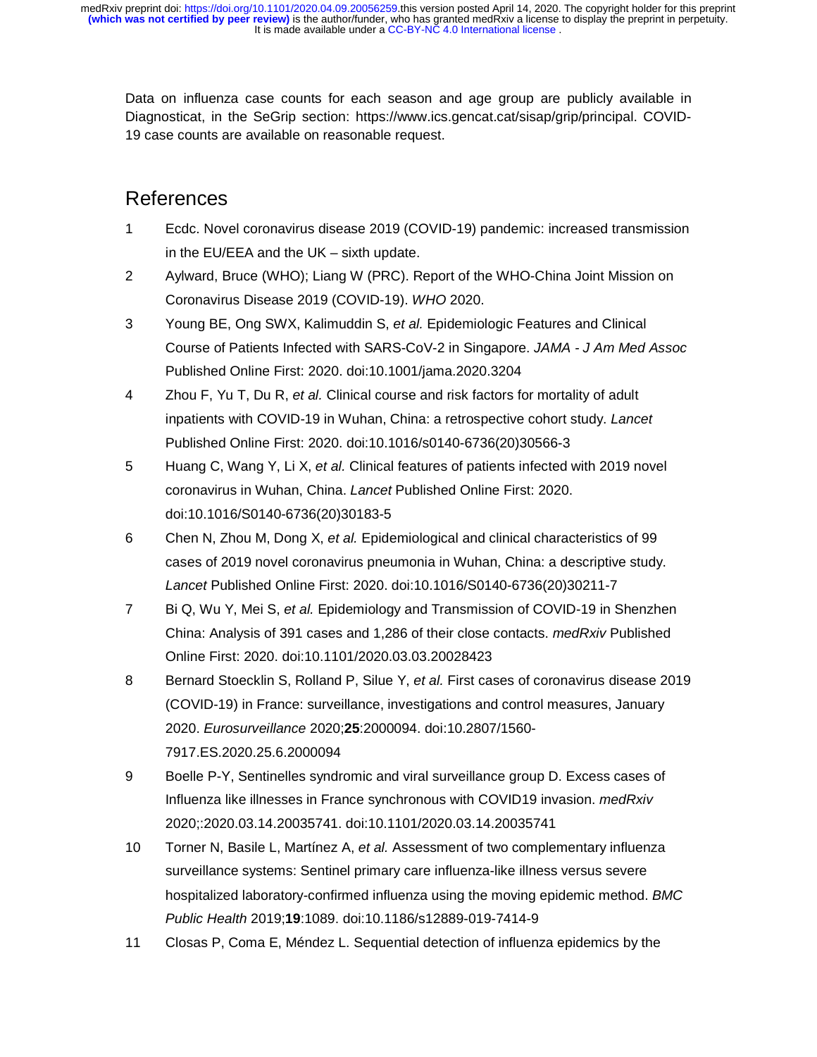Data on influenza case counts for each season and age group are publicly available in Diagnosticat, in the SeGrip section: https://www.ics.gencat.cat/sisap/grip/principal. COVID-19 case counts are available on reasonable request.

## References

1. Ecdc. Novel coronavirus disease 2019 (COVID-19) pandemic: increased transmission in the EU/EEA and the UK – sixth update.
2. Aylward, Bruce (WHO); Liang W (PRC). Report of the WHO-China Joint Mission on Coronavirus Disease 2019 (COVID-19). *WHO* 2020.
3. Young BE, Ong SWX, Kalimuddin S, *et al.* Epidemiologic Features and Clinical Course of Patients Infected with SARS-CoV-2 in Singapore. *JAMA - J Am Med Assoc* Published Online First: 2020. doi:10.1001/jama.2020.3204
4. Zhou F, Yu T, Du R, *et al.* Clinical course and risk factors for mortality of adult inpatients with COVID-19 in Wuhan, China: a retrospective cohort study. *Lancet* Published Online First: 2020. doi:10.1016/s0140-6736(20)30566-3
5. Huang C, Wang Y, Li X, *et al.* Clinical features of patients infected with 2019 novel coronavirus in Wuhan, China. *Lancet* Published Online First: 2020. doi:10.1016/S0140-6736(20)30183-5
6. Chen N, Zhou M, Dong X, *et al.* Epidemiological and clinical characteristics of 99 cases of 2019 novel coronavirus pneumonia in Wuhan, China: a descriptive study. *Lancet* Published Online First: 2020. doi:10.1016/S0140-6736(20)30211-7
7. Bi Q, Wu Y, Mei S, *et al.* Epidemiology and Transmission of COVID-19 in Shenzhen China: Analysis of 391 cases and 1,286 of their close contacts. *medRxiv* Published Online First: 2020. doi:10.1101/2020.03.03.20028423
8. Bernard Stoecklin S, Rolland P, Silue Y, *et al.* First cases of coronavirus disease 2019 (COVID-19) in France: surveillance, investigations and control measures, January 2020. *Eurosurveillance* 2020;**25**:2000094. doi:10.2807/1560-7917.ES.2020.25.6.2000094
9. Boelle P-Y, Sentinelles syndromic and viral surveillance group D. Excess cases of Influenza like illnesses in France synchronous with COVID19 invasion. *medRxiv* 2020;:2020.03.14.20035741. doi:10.1101/2020.03.14.20035741
10. Torner N, Basile L, Martínez A, *et al.* Assessment of two complementary influenza surveillance systems: Sentinel primary care influenza-like illness versus severe hospitalized laboratory-confirmed influenza using the moving epidemic method. *BMC Public Health* 2019;**19**:1089. doi:10.1186/s12889-019-7414-9
11. Closas P, Coma E, Méndez L. Sequential detection of influenza epidemics by the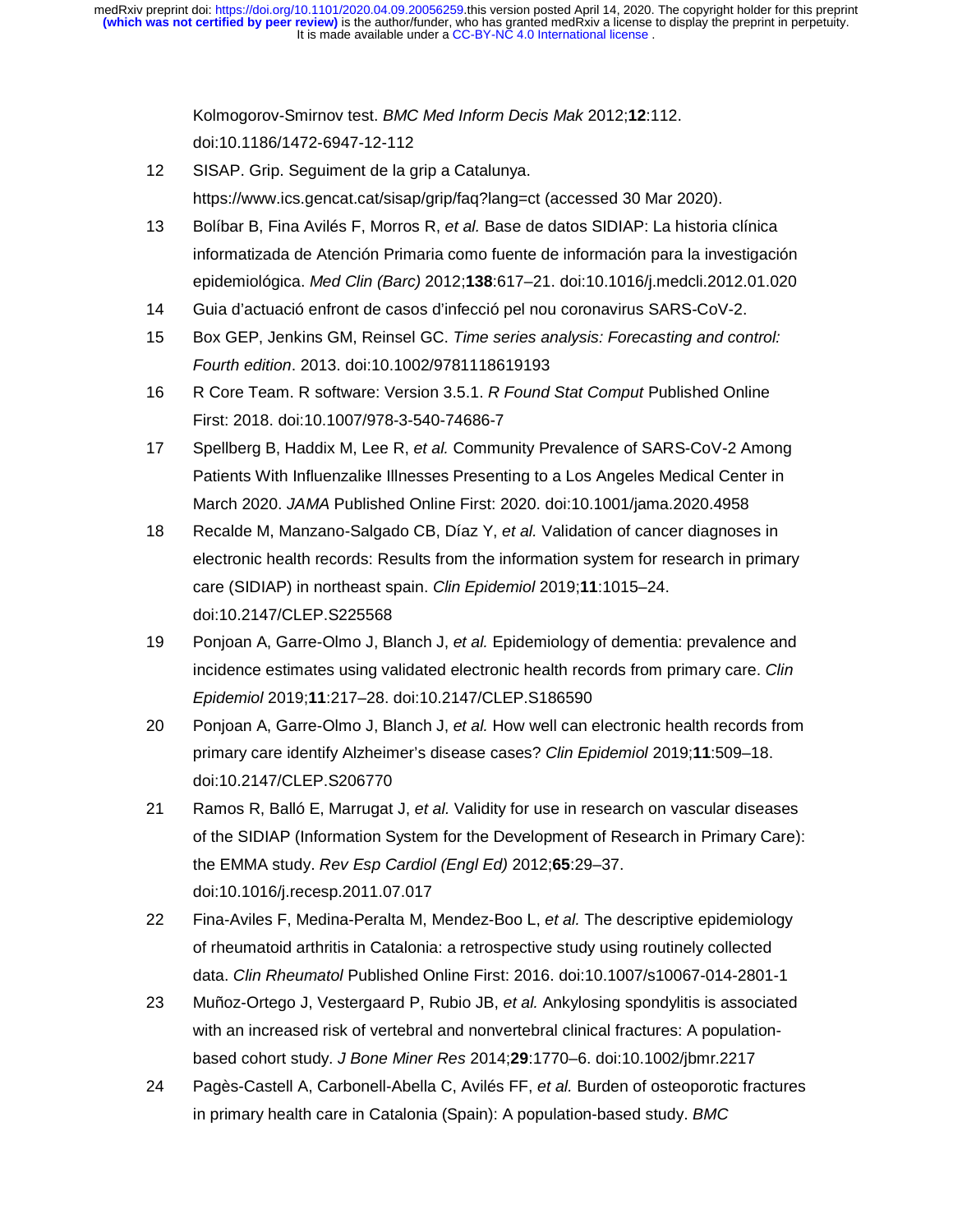Kolmogorov-Smirnov test. *BMC Med Inform Decis Mak* 2012;**12**:112. doi:10.1186/1472-6947-12-112

12 SISAP. Grip. Seguiment de la grip a Catalunya. https://www.ics.gencat.cat/sisap/grip/faq?lang=ct (accessed 30 Mar 2020).

13 Bolíbar B, Fina Avilés F, Morros R, *et al.* Base de datos SIDIAP: La historia clínica informatizada de Atención Primaria como fuente de información para la investigación epidemiológica. *Med Clin (Barc)* 2012;**138**:617–21. doi:10.1016/j.medcli.2012.01.020

14 Guia d'actuació enfront de casos d'infecció pel nou coronavirus SARS-CoV-2.

15 Box GEP, Jenkins GM, Reinsel GC. *Time series analysis: Forecasting and control: Fourth edition*. 2013. doi:10.1002/9781118619193

16 R Core Team. R software: Version 3.5.1. *R Found Stat Comput* Published Online First: 2018. doi:10.1007/978-3-540-74686-7

17 Spellberg B, Haddix M, Lee R, *et al.* Community Prevalence of SARS-CoV-2 Among Patients With Influenzalike Illnesses Presenting to a Los Angeles Medical Center in March 2020. *JAMA* Published Online First: 2020. doi:10.1001/jama.2020.4958

18 Recalde M, Manzano-Salgado CB, Díaz Y, *et al.* Validation of cancer diagnoses in electronic health records: Results from the information system for research in primary care (SIDIAP) in northeast spain. *Clin Epidemiol* 2019;**11**:1015–24. doi:10.2147/CLEP.S225568

19 Ponjoan A, Garre-Olmo J, Blanch J, *et al.* Epidemiology of dementia: prevalence and incidence estimates using validated electronic health records from primary care. *Clin Epidemiol* 2019;**11**:217–28. doi:10.2147/CLEP.S186590

20 Ponjoan A, Garre-Olmo J, Blanch J, *et al.* How well can electronic health records from primary care identify Alzheimer's disease cases? *Clin Epidemiol* 2019;**11**:509–18. doi:10.2147/CLEP.S206770

21 Ramos R, Balló E, Marrugat J, *et al.* Validity for use in research on vascular diseases of the SIDIAP (Information System for the Development of Research in Primary Care): the EMMA study. *Rev Esp Cardiol (Engl Ed)* 2012;**65**:29–37. doi:10.1016/j.recesp.2011.07.017

22 Fina-Aviles F, Medina-Peralta M, Mendez-Boo L, *et al.* The descriptive epidemiology of rheumatoid arthritis in Catalonia: a retrospective study using routinely collected data. *Clin Rheumatol* Published Online First: 2016. doi:10.1007/s10067-014-2801-1

23 Muñoz-Ortego J, Vestergaard P, Rubio JB, *et al.* Ankylosing spondylitis is associated with an increased risk of vertebral and nonvertebral clinical fractures: A population-based cohort study. *J Bone Miner Res* 2014;**29**:1770–6. doi:10.1002/jbmr.2217

24 Pagès-Castell A, Carbonell-Abella C, Avilés FF, *et al.* Burden of osteoporotic fractures in primary health care in Catalonia (Spain): A population-based study. *BMC*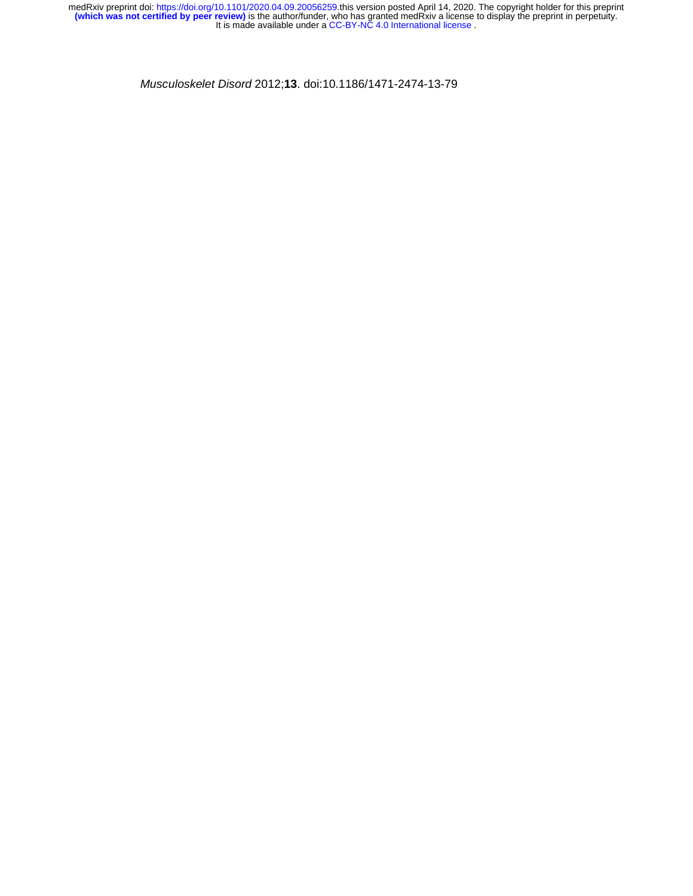*Musculoskelet Disord* 2012;**13**. doi:10.1186/1471-2474-13-79